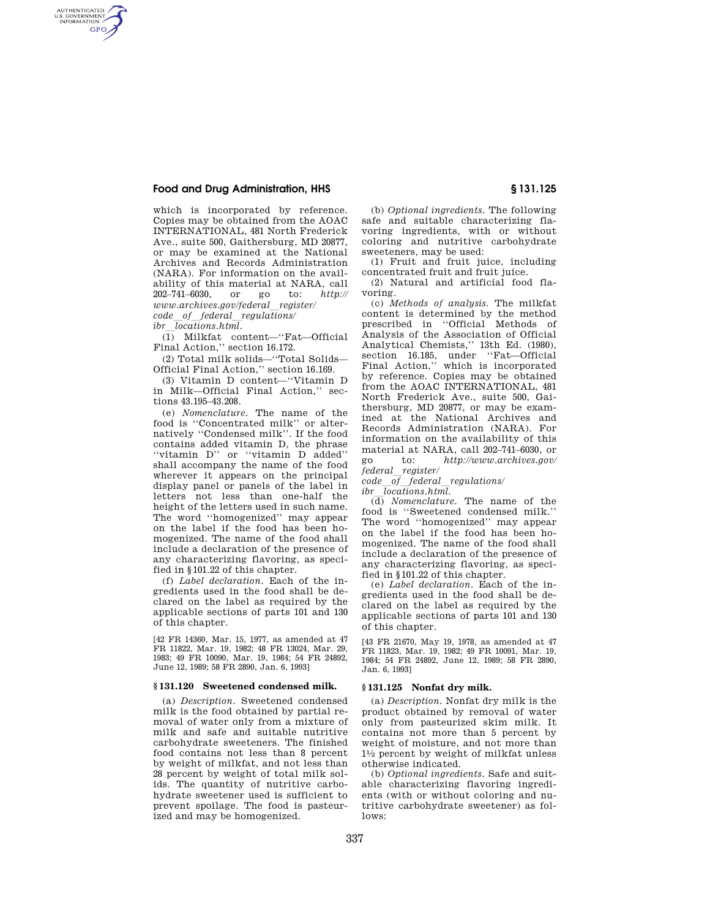which is incorporated by reference. Copies may be obtained from the AOAC INTERNATIONAL, 481 North Frederick Ave., suite 500, Gaithersburg, MD 20877, or may be examined at the National Archives and Records Administration (NARA). For information on the availability of this material at NARA, call 202–741–6030, or go to: *http://www.archives.gov/federal_register/code_of_federal_regulations/ibr_locations.html.*

(1) Milkfat content—''Fat—Official Final Action,'' section 16.172.

(2) Total milk solids—''Total Solids—Official Final Action,'' section 16.169.

(3) Vitamin D content—''Vitamin D in Milk—Official Final Action,'' sections 43.195–43.208.

(e) *Nomenclature.* The name of the food is ''Concentrated milk'' or alternatively ''Condensed milk''. If the food contains added vitamin D, the phrase ''vitamin D'' or ''vitamin D added'' shall accompany the name of the food wherever it appears on the principal display panel or panels of the label in letters not less than one-half the height of the letters used in such name. The word ''homogenized'' may appear on the label if the food has been homogenized. The name of the food shall include a declaration of the presence of any characterizing flavoring, as specified in §101.22 of this chapter.

(f) *Label declaration.* Each of the ingredients used in the food shall be declared on the label as required by the applicable sections of parts 101 and 130 of this chapter.

[42 FR 14360, Mar. 15, 1977, as amended at 47 FR 11822, Mar. 19, 1982; 48 FR 13024, Mar. 29, 1983; 49 FR 10090, Mar. 19, 1984; 54 FR 24892, June 12, 1989; 58 FR 2890, Jan. 6, 1993]

### § 131.120 Sweetened condensed milk.

(a) *Description.* Sweetened condensed milk is the food obtained by partial removal of water only from a mixture of milk and safe and suitable nutritive carbohydrate sweeteners. The finished food contains not less than 8 percent by weight of milkfat, and not less than 28 percent by weight of total milk solids. The quantity of nutritive carbohydrate sweetener used is sufficient to prevent spoilage. The food is pasteurized and may be homogenized.

(b) *Optional ingredients.* The following safe and suitable characterizing flavoring ingredients, with or without coloring and nutritive carbohydrate sweeteners, may be used:

(1) Fruit and fruit juice, including concentrated fruit and fruit juice.

(2) Natural and artificial food flavoring.

(c) *Methods of analysis.* The milkfat content is determined by the method prescribed in ''Official Methods of Analysis of the Association of Official Analytical Chemists,'' 13th Ed. (1980), section 16.185, under ''Fat—Official Final Action,'' which is incorporated by reference. Copies may be obtained from the AOAC INTERNATIONAL, 481 North Frederick Ave., suite 500, Gaithersburg, MD 20877, or may be examined at the National Archives and Records Administration (NARA). For information on the availability of this material at NARA, call 202–741–6030, or go to: *http://www.archives.gov/federal_register/code_of_federal_regulations/ibr_locations.html.*

(d) *Nomenclature.* The name of the food is ''Sweetened condensed milk.'' The word ''homogenized'' may appear on the label if the food has been homogenized. The name of the food shall include a declaration of the presence of any characterizing flavoring, as specified in §101.22 of this chapter.

(e) *Label declaration.* Each of the ingredients used in the food shall be declared on the label as required by the applicable sections of parts 101 and 130 of this chapter.

[43 FR 21670, May 19, 1978, as amended at 47 FR 11823, Mar. 19, 1982; 49 FR 10091, Mar. 19, 1984; 54 FR 24892, June 12, 1989; 58 FR 2890, Jan. 6, 1993]

### § 131.125 Nonfat dry milk.

(a) *Description.* Nonfat dry milk is the product obtained by removal of water only from pasteurized skim milk. It contains not more than 5 percent by weight of moisture, and not more than 1½ percent by weight of milkfat unless otherwise indicated.

(b) *Optional ingredients.* Safe and suitable characterizing flavoring ingredients (with or without coloring and nutritive carbohydrate sweetener) as follows: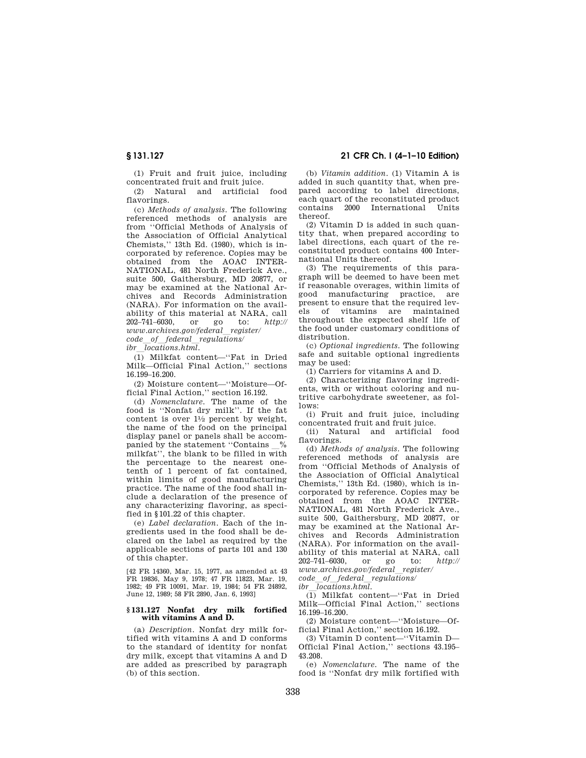(1) Fruit and fruit juice, including concentrated fruit and fruit juice.

(2) Natural and artificial food flavorings.

(c) *Methods of analysis.* The following referenced methods of analysis are from "Official Methods of Analysis of the Association of Official Analytical Chemists," 13th Ed. (1980), which is incorporated by reference. Copies may be obtained from the AOAC INTERNATIONAL, 481 North Frederick Ave., suite 500, Gaithersburg, MD 20877, or may be examined at the National Archives and Records Administration (NARA). For information on the availability of this material at NARA, call 202–741–6030, or go to: *http://www.archives.gov/federal_register/code_of_federal_regulations/ibr_locations.html.*

(1) Milkfat content—"Fat in Dried Milk—Official Final Action," sections 16.199–16.200.

(2) Moisture content—"Moisture—Official Final Action," section 16.192.

(d) *Nomenclature.* The name of the food is "Nonfat dry milk". If the fat content is over 1½ percent by weight, the name of the food on the principal display panel or panels shall be accompanied by the statement "Contains __% milkfat", the blank to be filled in with the percentage to the nearest one-tenth of 1 percent of fat contained, within limits of good manufacturing practice. The name of the food shall include a declaration of the presence of any characterizing flavoring, as specified in §101.22 of this chapter.

(e) *Label declaration.* Each of the ingredients used in the food shall be declared on the label as required by the applicable sections of parts 101 and 130 of this chapter.

[42 FR 14360, Mar. 15, 1977, as amended at 43 FR 19836, May 9, 1978; 47 FR 11823, Mar. 19, 1982; 49 FR 10091, Mar. 19, 1984; 54 FR 24892, June 12, 1989; 58 FR 2890, Jan. 6, 1993]

### §131.127 Nonfat dry milk fortified with vitamins A and D.

(a) *Description.* Nonfat dry milk fortified with vitamins A and D conforms to the standard of identity for nonfat dry milk, except that vitamins A and D are added as prescribed by paragraph (b) of this section.

(b) *Vitamin addition.* (1) Vitamin A is added in such quantity that, when prepared according to label directions, each quart of the reconstituted product contains 2000 International Units thereof.

(2) Vitamin D is added in such quantity that, when prepared according to label directions, each quart of the reconstituted product contains 400 International Units thereof.

(3) The requirements of this paragraph will be deemed to have been met if reasonable overages, within limits of good manufacturing practice, are present to ensure that the required levels of vitamins are maintained throughout the expected shelf life of the food under customary conditions of distribution.

(c) *Optional ingredients.* The following safe and suitable optional ingredients may be used:

(1) Carriers for vitamins A and D.

(2) Characterizing flavoring ingredients, with or without coloring and nutritive carbohydrate sweetener, as follows:

(i) Fruit and fruit juice, including concentrated fruit and fruit juice.

(ii) Natural and artificial food flavorings.

(d) *Methods of analysis.* The following referenced methods of analysis are from "Official Methods of Analysis of the Association of Official Analytical Chemists," 13th Ed. (1980), which is incorporated by reference. Copies may be obtained from the AOAC INTERNATIONAL, 481 North Frederick Ave., suite 500, Gaithersburg, MD 20877, or may be examined at the National Archives and Records Administration (NARA). For information on the availability of this material at NARA, call 202–741–6030, or go to: *http://www.archives.gov/federal_register/code_of_federal_regulations/ibr_locations.html.*

(1) Milkfat content—"Fat in Dried Milk—Official Final Action," sections 16.199–16.200.

(2) Moisture content—"Moisture—Official Final Action," section 16.192.

(3) Vitamin D content—"Vitamin D—Official Final Action," sections 43.195–43.208.

(e) *Nomenclature.* The name of the food is "Nonfat dry milk fortified with